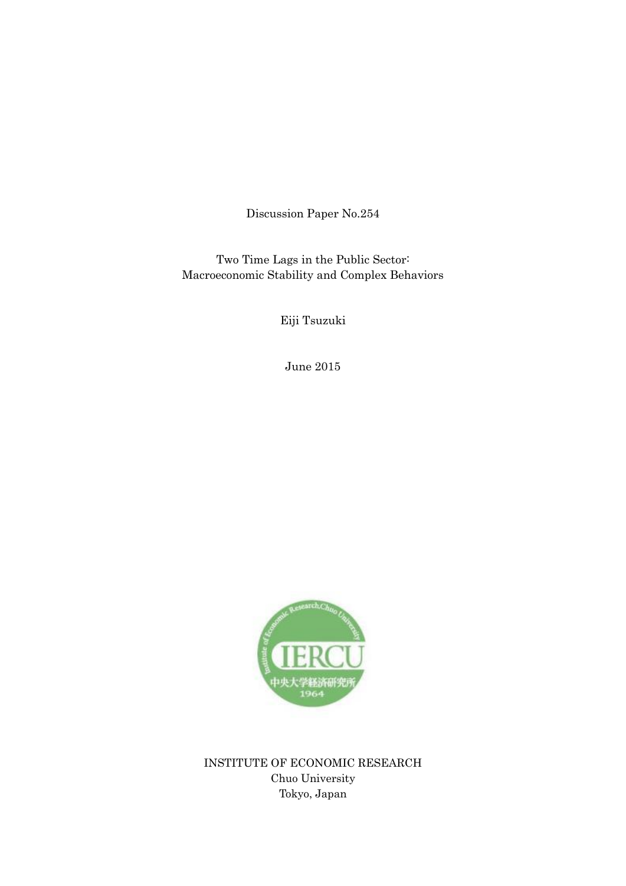Discussion Paper No.254

# Two Time Lags in the Public Sector: Macroeconomic Stability and Complex Behaviors

Eiji Tsuzuki

June 2015

INSTITUTE OF ECONOMIC RESEARCH
Chuo University
Tokyo, Japan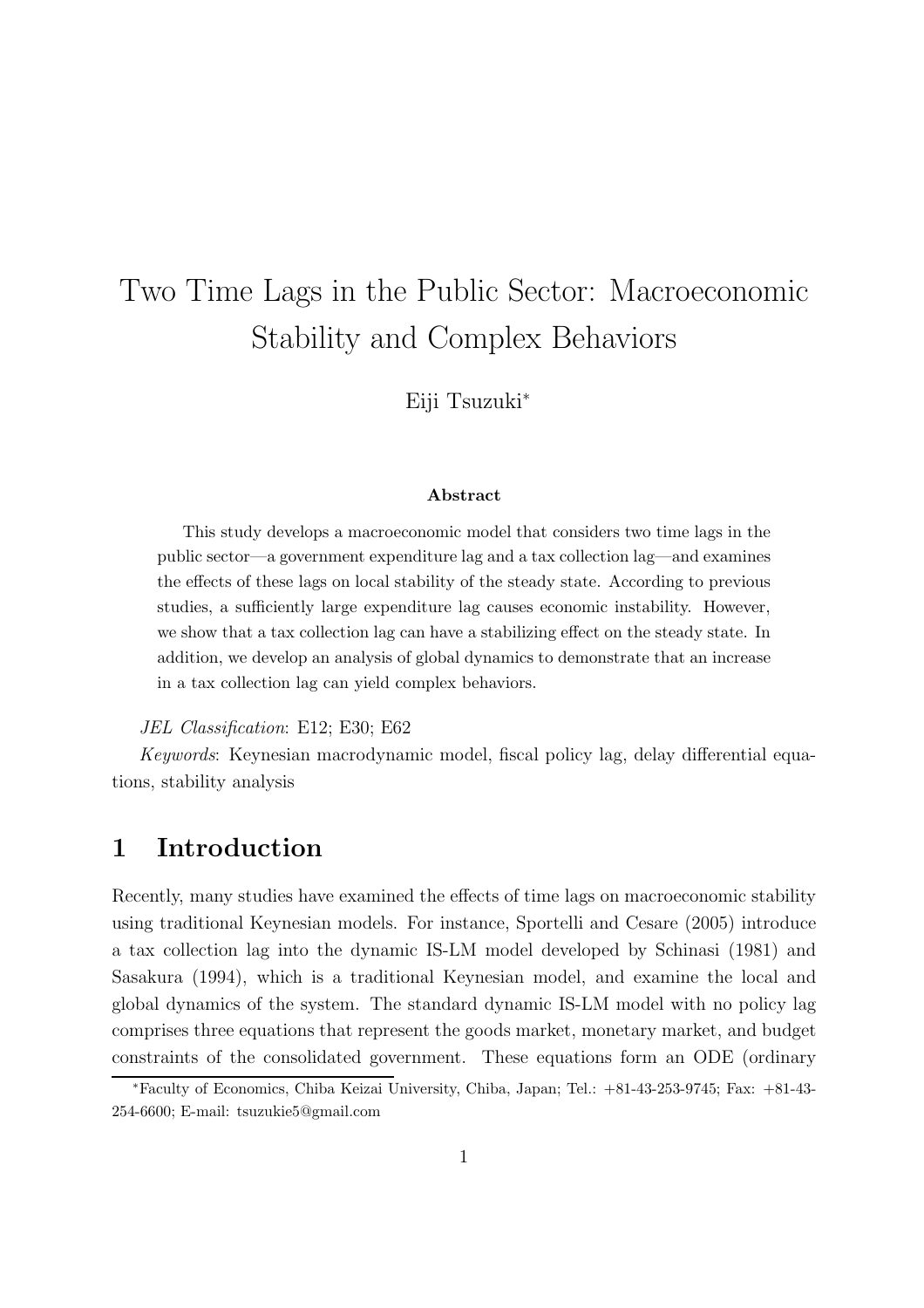# Two Time Lags in the Public Sector: Macroeconomic Stability and Complex Behaviors

Eiji Tsuzuki*

**Abstract**

This study develops a macroeconomic model that considers two time lags in the public sector—a government expenditure lag and a tax collection lag—and examines the effects of these lags on local stability of the steady state. According to previous studies, a sufficiently large expenditure lag causes economic instability. However, we show that a tax collection lag can have a stabilizing effect on the steady state. In addition, we develop an analysis of global dynamics to demonstrate that an increase in a tax collection lag can yield complex behaviors.

*JEL Classification*: E12; E30; E62

*Keywords*: Keynesian macrodynamic model, fiscal policy lag, delay differential equations, stability analysis

## 1 Introduction

Recently, many studies have examined the effects of time lags on macroeconomic stability using traditional Keynesian models. For instance, Sportelli and Cesare (2005) introduce a tax collection lag into the dynamic IS-LM model developed by Schinasi (1981) and Sasakura (1994), which is a traditional Keynesian model, and examine the local and global dynamics of the system. The standard dynamic IS-LM model with no policy lag comprises three equations that represent the goods market, monetary market, and budget constraints of the consolidated government. These equations form an ODE (ordinary

*Faculty of Economics, Chiba Keizai University, Chiba, Japan; Tel.: +81-43-253-9745; Fax: +81-43-254-6600; E-mail: tsuzukie5@gmail.com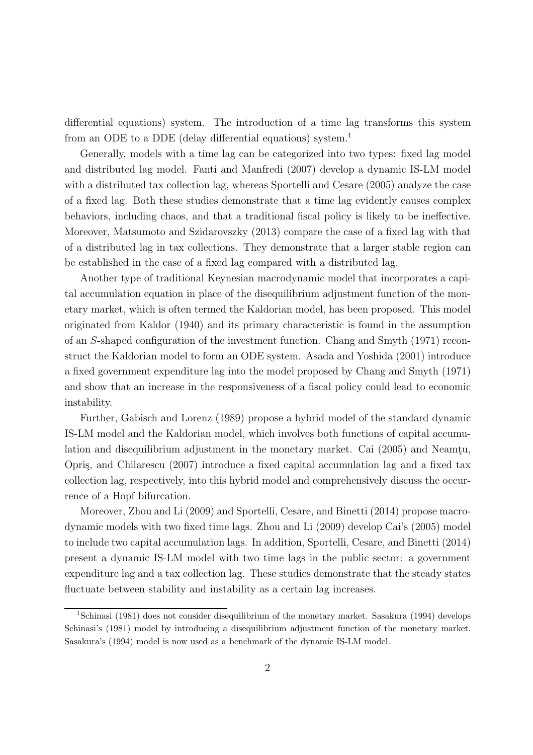differential equations) system. The introduction of a time lag transforms this system from an ODE to a DDE (delay differential equations) system.[1]

Generally, models with a time lag can be categorized into two types: fixed lag model and distributed lag model. Fanti and Manfredi (2007) develop a dynamic IS-LM model with a distributed tax collection lag, whereas Sportelli and Cesare (2005) analyze the case of a fixed lag. Both these studies demonstrate that a time lag evidently causes complex behaviors, including chaos, and that a traditional fiscal policy is likely to be ineffective. Moreover, Matsumoto and Szidarovszky (2013) compare the case of a fixed lag with that of a distributed lag in tax collections. They demonstrate that a larger stable region can be established in the case of a fixed lag compared with a distributed lag.

Another type of traditional Keynesian macrodynamic model that incorporates a capital accumulation equation in place of the disequilibrium adjustment function of the monetary market, which is often termed the Kaldorian model, has been proposed. This model originated from Kaldor (1940) and its primary characteristic is found in the assumption of an *S*-shaped configuration of the investment function. Chang and Smyth (1971) reconstruct the Kaldorian model to form an ODE system. Asada and Yoshida (2001) introduce a fixed government expenditure lag into the model proposed by Chang and Smyth (1971) and show that an increase in the responsiveness of a fiscal policy could lead to economic instability.

Further, Gabisch and Lorenz (1989) propose a hybrid model of the standard dynamic IS-LM model and the Kaldorian model, which involves both functions of capital accumulation and disequilibrium adjustment in the monetary market. Cai (2005) and Neamţu, Opriş, and Chilarescu (2007) introduce a fixed capital accumulation lag and a fixed tax collection lag, respectively, into this hybrid model and comprehensively discuss the occurrence of a Hopf bifurcation.

Moreover, Zhou and Li (2009) and Sportelli, Cesare, and Binetti (2014) propose macrodynamic models with two fixed time lags. Zhou and Li (2009) develop Cai's (2005) model to include two capital accumulation lags. In addition, Sportelli, Cesare, and Binetti (2014) present a dynamic IS-LM model with two time lags in the public sector: a government expenditure lag and a tax collection lag. These studies demonstrate that the steady states fluctuate between stability and instability as a certain lag increases.

[1] Schinasi (1981) does not consider disequilibrium of the monetary market. Sasakura (1994) develops Schinasi's (1981) model by introducing a disequilibrium adjustment function of the monetary market. Sasakura's (1994) model is now used as a benchmark of the dynamic IS-LM model.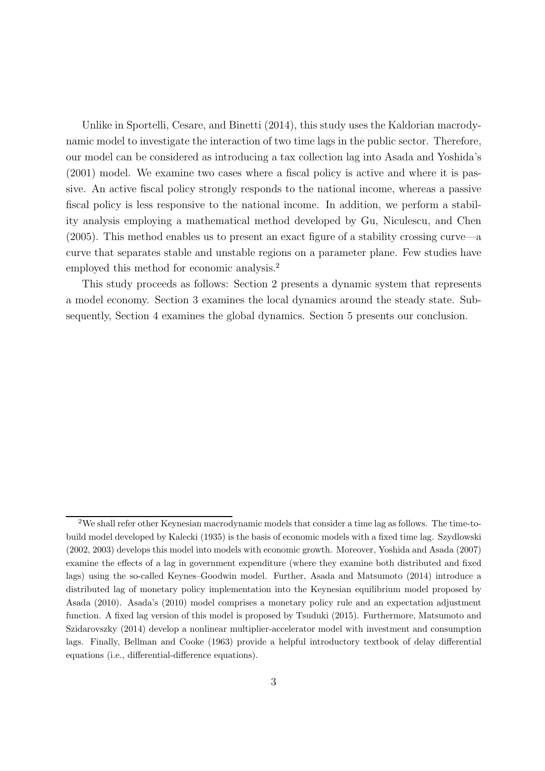Unlike in Sportelli, Cesare, and Binetti (2014), this study uses the Kaldorian macrodynamic model to investigate the interaction of two time lags in the public sector. Therefore, our model can be considered as introducing a tax collection lag into Asada and Yoshida's (2001) model. We examine two cases where a fiscal policy is active and where it is passive. An active fiscal policy strongly responds to the national income, whereas a passive fiscal policy is less responsive to the national income. In addition, we perform a stability analysis employing a mathematical method developed by Gu, Niculescu, and Chen (2005). This method enables us to present an exact figure of a stability crossing curve—a curve that separates stable and unstable regions on a parameter plane. Few studies have employed this method for economic analysis.[2]

This study proceeds as follows: Section 2 presents a dynamic system that represents a model economy. Section 3 examines the local dynamics around the steady state. Subsequently, Section 4 examines the global dynamics. Section 5 presents our conclusion.

---

[2] We shall refer other Keynesian macrodynamic models that consider a time lag as follows. The time-to-build model developed by Kalecki (1935) is the basis of economic models with a fixed time lag. Szydlowski (2002, 2003) develops this model into models with economic growth. Moreover, Yoshida and Asada (2007) examine the effects of a lag in government expenditure (where they examine both distributed and fixed lags) using the so-called Keynes–Goodwin model. Further, Asada and Matsumoto (2014) introduce a distributed lag of monetary policy implementation into the Keynesian equilibrium model proposed by Asada (2010). Asada's (2010) model comprises a monetary policy rule and an expectation adjustment function. A fixed lag version of this model is proposed by Tsuduki (2015). Furthermore, Matsumoto and Szidarovszky (2014) develop a nonlinear multiplier-accelerator model with investment and consumption lags. Finally, Bellman and Cooke (1963) provide a helpful introductory textbook of delay differential equations (i.e., differential-difference equations).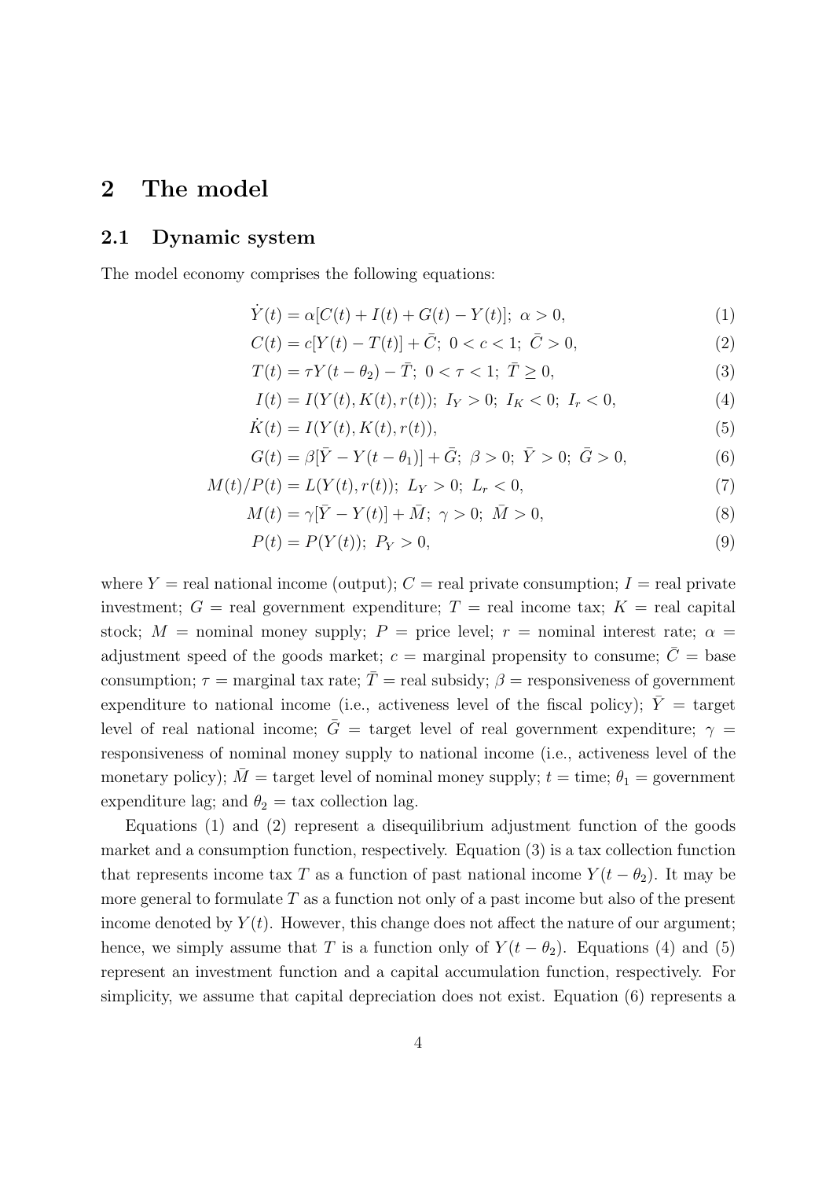## 2 The model

### 2.1 Dynamic system

The model economy comprises the following equations:

$$\dot{Y}(t) = \alpha[C(t) + I(t) + G(t) - Y(t)];\ \alpha > 0, \tag{1}$$

$$C(t) = c[Y(t) - T(t)] + \bar{C};\ 0 < c < 1;\ \bar{C} > 0, \tag{2}$$

$$T(t) = \tau Y(t - \theta_2) - \bar{T};\ 0 < \tau < 1;\ \bar{T} \geq 0, \tag{3}$$

$$I(t) = I(Y(t), K(t), r(t));\ I_Y > 0;\ I_K < 0;\ I_r < 0, \tag{4}$$

$$\dot{K}(t) = I(Y(t), K(t), r(t)), \tag{5}$$

$$G(t) = \beta[\bar{Y} - Y(t - \theta_1)] + \bar{G};\ \beta > 0;\ \bar{Y} > 0;\ \bar{G} > 0, \tag{6}$$

$$M(t)/P(t) = L(Y(t), r(t));\ L_Y > 0;\ L_r < 0, \tag{7}$$

$$M(t) = \gamma[\bar{Y} - Y(t)] + \bar{M};\ \gamma > 0;\ \bar{M} > 0, \tag{8}$$

$$P(t) = P(Y(t));\ P_Y > 0, \tag{9}$$

where $Y$ = real national income (output); $C$ = real private consumption; $I$ = real private investment; $G$ = real government expenditure; $T$ = real income tax; $K$ = real capital stock; $M$ = nominal money supply; $P$ = price level; $r$ = nominal interest rate; $\alpha$ = adjustment speed of the goods market; $c$ = marginal propensity to consume; $\bar{C}$ = base consumption; $\tau$ = marginal tax rate; $\bar{T}$ = real subsidy; $\beta$ = responsiveness of government expenditure to national income (i.e., activeness level of the fiscal policy); $\bar{Y}$ = target level of real national income; $\bar{G}$ = target level of real government expenditure; $\gamma$ = responsiveness of nominal money supply to national income (i.e., activeness level of the monetary policy); $\bar{M}$ = target level of nominal money supply; $t$ = time; $\theta_1$ = government expenditure lag; and $\theta_2$ = tax collection lag.

Equations (1) and (2) represent a disequilibrium adjustment function of the goods market and a consumption function, respectively. Equation (3) is a tax collection function that represents income tax $T$ as a function of past national income $Y(t - \theta_2)$. It may be more general to formulate $T$ as a function not only of a past income but also of the present income denoted by $Y(t)$. However, this change does not affect the nature of our argument; hence, we simply assume that $T$ is a function only of $Y(t - \theta_2)$. Equations (4) and (5) represent an investment function and a capital accumulation function, respectively. For simplicity, we assume that capital depreciation does not exist. Equation (6) represents a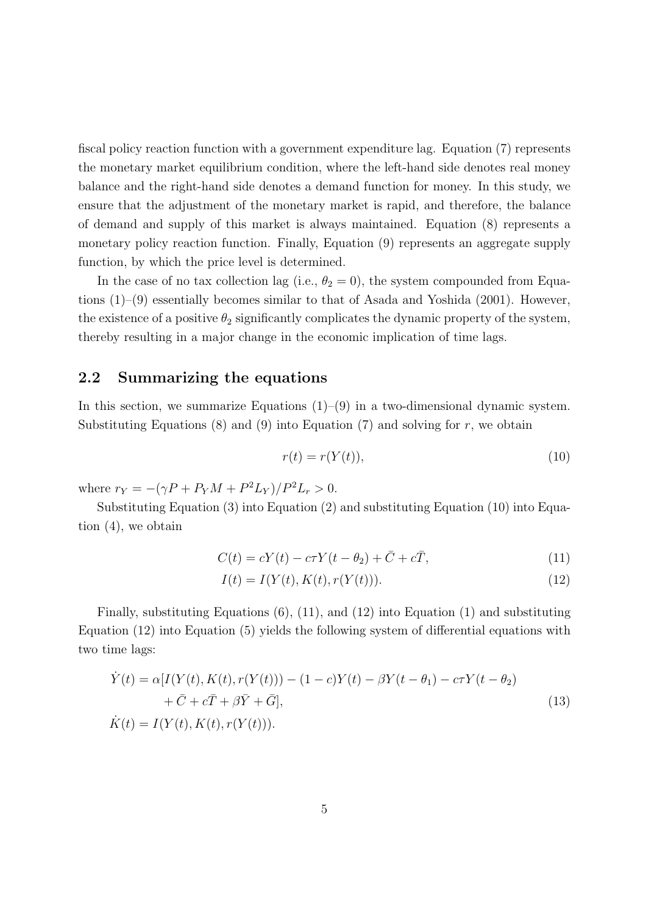fiscal policy reaction function with a government expenditure lag. Equation (7) represents the monetary market equilibrium condition, where the left-hand side denotes real money balance and the right-hand side denotes a demand function for money. In this study, we ensure that the adjustment of the monetary market is rapid, and therefore, the balance of demand and supply of this market is always maintained. Equation (8) represents a monetary policy reaction function. Finally, Equation (9) represents an aggregate supply function, by which the price level is determined.

In the case of no tax collection lag (i.e., $\theta_2 = 0$), the system compounded from Equations (1)–(9) essentially becomes similar to that of Asada and Yoshida (2001). However, the existence of a positive $\theta_2$ significantly complicates the dynamic property of the system, thereby resulting in a major change in the economic implication of time lags.

## 2.2 Summarizing the equations

In this section, we summarize Equations (1)–(9) in a two-dimensional dynamic system. Substituting Equations (8) and (9) into Equation (7) and solving for $r$, we obtain

$$r(t) = r(Y(t)), \tag{10}$$

where $r_Y = -(\gamma P + P_Y M + P^2 L_Y)/P^2 L_r > 0$.

Substituting Equation (3) into Equation (2) and substituting Equation (10) into Equation (4), we obtain

$$C(t) = cY(t) - c\tau Y(t - \theta_2) + \bar{C} + c\bar{T}, \tag{11}$$

$$I(t) = I(Y(t), K(t), r(Y(t))). \tag{12}$$

Finally, substituting Equations (6), (11), and (12) into Equation (1) and substituting Equation (12) into Equation (5) yields the following system of differential equations with two time lags:

$$\begin{aligned}
\dot{Y}(t) &= \alpha[I(Y(t), K(t), r(Y(t))) - (1 - c)Y(t) - \beta Y(t - \theta_1) - c\tau Y(t - \theta_2) \\
&\quad + \bar{C} + c\bar{T} + \beta\bar{Y} + \bar{G}], \\
\dot{K}(t) &= I(Y(t), K(t), r(Y(t))).
\end{aligned} \tag{13}$$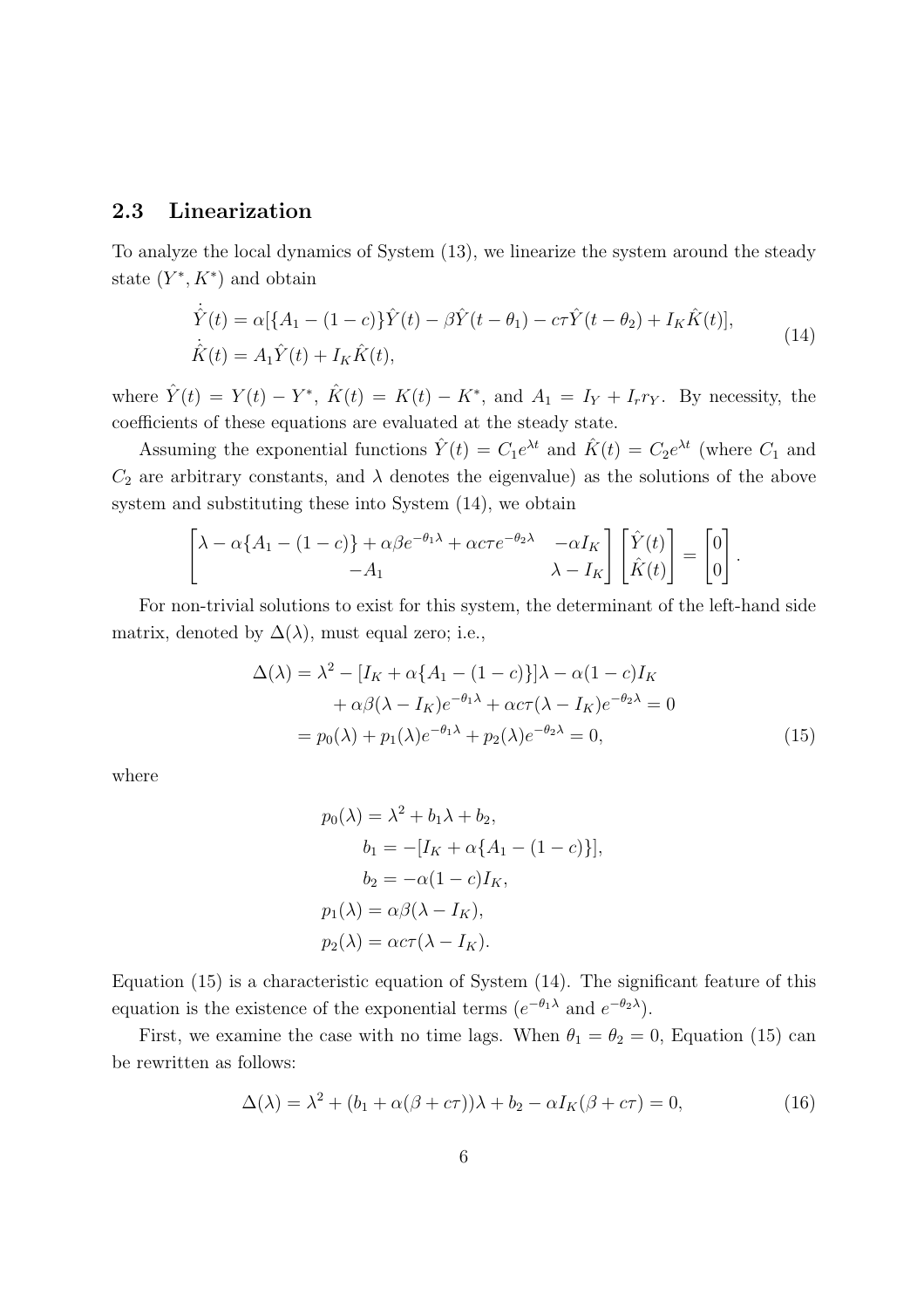### 2.3 Linearization

To analyze the local dynamics of System (13), we linearize the system around the steady state $(Y^*, K^*)$ and obtain

$$
\begin{aligned}
\dot{\hat{Y}}(t) &= \alpha[\{A_1 - (1-c)\}\hat{Y}(t) - \beta\hat{Y}(t-\theta_1) - c\tau\hat{Y}(t-\theta_2) + I_K\hat{K}(t)], \\
\dot{\hat{K}}(t) &= A_1\hat{Y}(t) + I_K\hat{K}(t),
\end{aligned}
\tag{14}
$$

where $\hat{Y}(t) = Y(t) - Y^*$, $\hat{K}(t) = K(t) - K^*$, and $A_1 = I_Y + I_r r_Y$. By necessity, the coefficients of these equations are evaluated at the steady state.

Assuming the exponential functions $\hat{Y}(t) = C_1 e^{\lambda t}$ and $\hat{K}(t) = C_2 e^{\lambda t}$ (where $C_1$ and $C_2$ are arbitrary constants, and $\lambda$ denotes the eigenvalue) as the solutions of the above system and substituting these into System (14), we obtain

$$
\begin{bmatrix}
\lambda - \alpha\{A_1 - (1-c)\} + \alpha\beta e^{-\theta_1\lambda} + \alpha c\tau e^{-\theta_2\lambda} & -\alpha I_K \\
-A_1 & \lambda - I_K
\end{bmatrix}
\begin{bmatrix}
\hat{Y}(t) \\
\hat{K}(t)
\end{bmatrix}
=
\begin{bmatrix}
0 \\
0
\end{bmatrix}.
$$

For non-trivial solutions to exist for this system, the determinant of the left-hand side matrix, denoted by $\Delta(\lambda)$, must equal zero; i.e.,

$$
\begin{aligned}
\Delta(\lambda) &= \lambda^2 - [I_K + \alpha\{A_1 - (1-c)\}]\lambda - \alpha(1-c)I_K \\
&\quad + \alpha\beta(\lambda - I_K)e^{-\theta_1\lambda} + \alpha c\tau(\lambda - I_K)e^{-\theta_2\lambda} = 0 \\
&= p_0(\lambda) + p_1(\lambda)e^{-\theta_1\lambda} + p_2(\lambda)e^{-\theta_2\lambda} = 0,
\end{aligned}
\tag{15}
$$

where

$$
\begin{aligned}
p_0(\lambda) &= \lambda^2 + b_1\lambda + b_2, \\
b_1 &= -[I_K + \alpha\{A_1 - (1-c)\}], \\
b_2 &= -\alpha(1-c)I_K, \\
p_1(\lambda) &= \alpha\beta(\lambda - I_K), \\
p_2(\lambda) &= \alpha c\tau(\lambda - I_K).
\end{aligned}
$$

Equation (15) is a characteristic equation of System (14). The significant feature of this equation is the existence of the exponential terms ($e^{-\theta_1\lambda}$ and $e^{-\theta_2\lambda}$).

First, we examine the case with no time lags. When $\theta_1 = \theta_2 = 0$, Equation (15) can be rewritten as follows:

$$
\Delta(\lambda) = \lambda^2 + (b_1 + \alpha(\beta + c\tau))\lambda + b_2 - \alpha I_K(\beta + c\tau) = 0,
\tag{16}
$$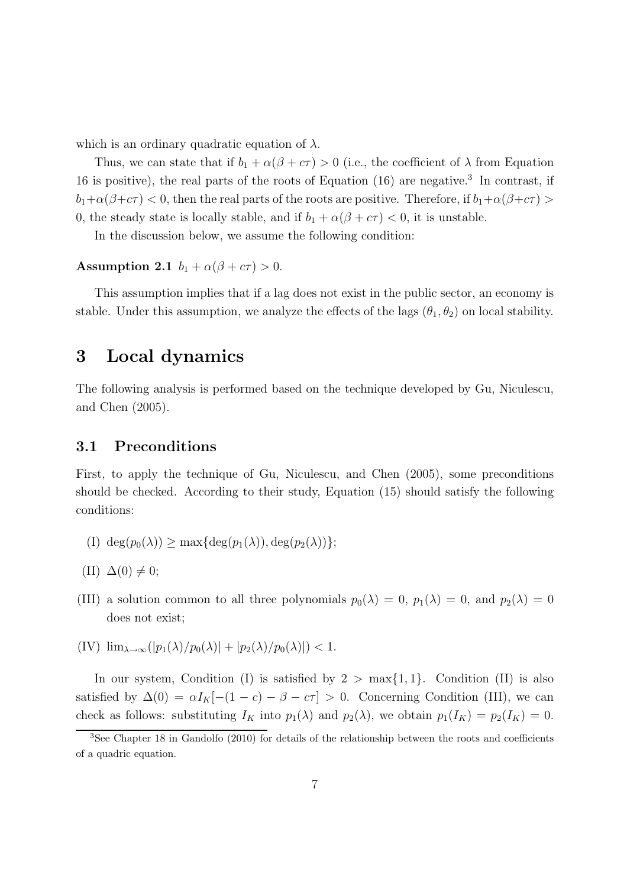which is an ordinary quadratic equation of $\lambda$.

Thus, we can state that if $b_1 + \alpha(\beta + c\tau) > 0$ (i.e., the coefficient of $\lambda$ from Equation 16 is positive), the real parts of the roots of Equation (16) are negative.[3] In contrast, if $b_1+\alpha(\beta+c\tau) < 0$, then the real parts of the roots are positive. Therefore, if $b_1+\alpha(\beta+c\tau) > 0$, the steady state is locally stable, and if $b_1 + \alpha(\beta + c\tau) < 0$, it is unstable.

In the discussion below, we assume the following condition:

**Assumption 2.1** $b_1 + \alpha(\beta + c\tau) > 0$.

This assumption implies that if a lag does not exist in the public sector, an economy is stable. Under this assumption, we analyze the effects of the lags $(\theta_1, \theta_2)$ on local stability.

# 3 Local dynamics

The following analysis is performed based on the technique developed by Gu, Niculescu, and Chen (2005).

## 3.1 Preconditions

First, to apply the technique of Gu, Niculescu, and Chen (2005), some preconditions should be checked. According to their study, Equation (15) should satisfy the following conditions:

(I) $\deg(p_0(\lambda)) \geq \max\{\deg(p_1(\lambda)), \deg(p_2(\lambda))\}$;

(II) $\Delta(0) \neq 0$;

(III) a solution common to all three polynomials $p_0(\lambda) = 0$, $p_1(\lambda) = 0$, and $p_2(\lambda) = 0$ does not exist;

(IV) $\lim_{\lambda\to\infty}(|p_1(\lambda)/p_0(\lambda)| + |p_2(\lambda)/p_0(\lambda)|) < 1$.

In our system, Condition (I) is satisfied by $2 > \max\{1, 1\}$. Condition (II) is also satisfied by $\Delta(0) = \alpha I_K[-(1 - c) - \beta - c\tau] > 0$. Concerning Condition (III), we can check as follows: substituting $I_K$ into $p_1(\lambda)$ and $p_2(\lambda)$, we obtain $p_1(I_K) = p_2(I_K) = 0$.

[3] See Chapter 18 in Gandolfo (2010) for details of the relationship between the roots and coefficients of a quadric equation.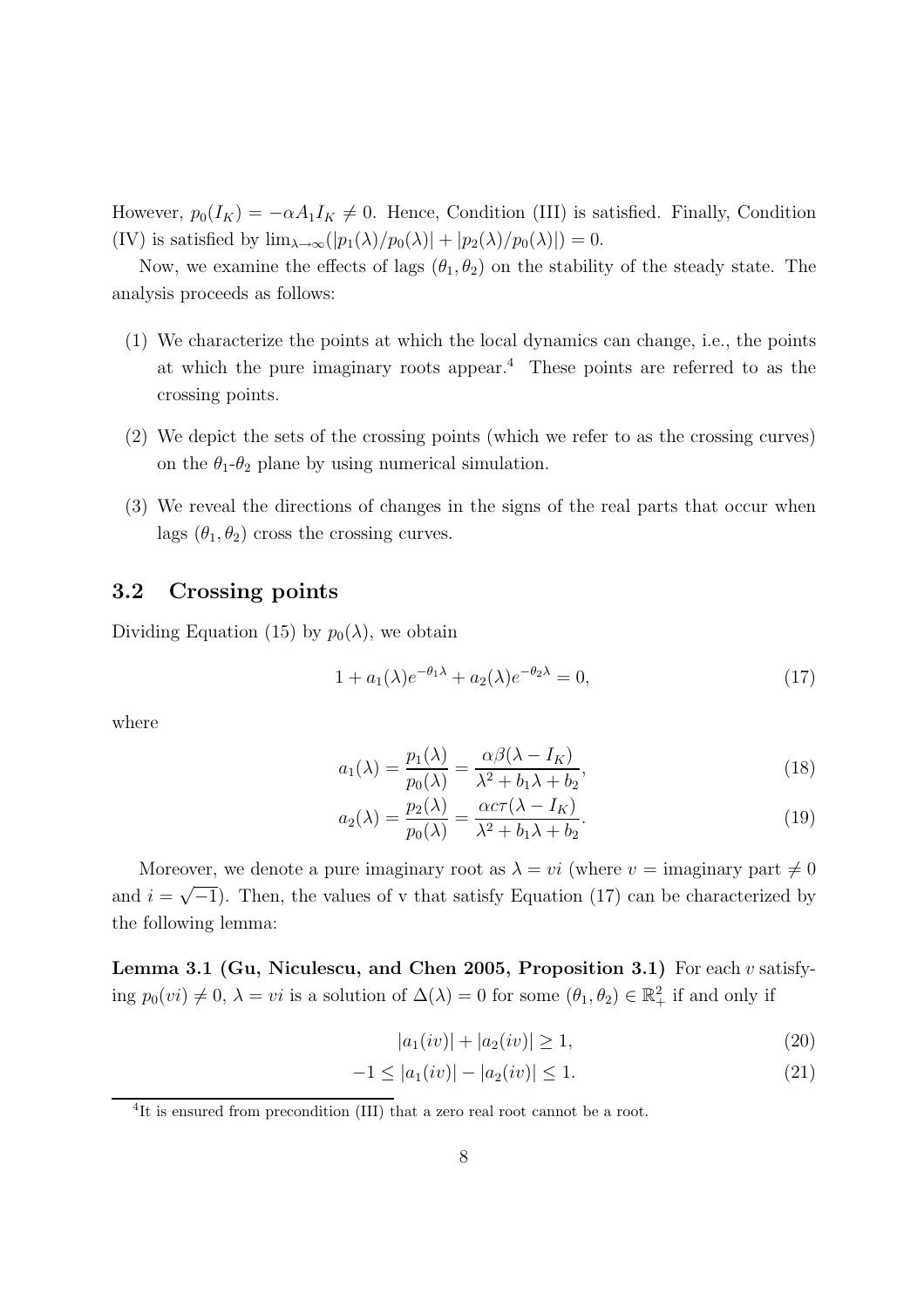However, $p_0(I_K) = -\alpha A_1 I_K \neq 0$. Hence, Condition (III) is satisfied. Finally, Condition (IV) is satisfied by $\lim_{\lambda \to \infty}(|p_1(\lambda)/p_0(\lambda)| + |p_2(\lambda)/p_0(\lambda)|) = 0$.

Now, we examine the effects of lags $(\theta_1, \theta_2)$ on the stability of the steady state. The analysis proceeds as follows:

(1) We characterize the points at which the local dynamics can change, i.e., the points at which the pure imaginary roots appear.[4] These points are referred to as the crossing points.

(2) We depict the sets of the crossing points (which we refer to as the crossing curves) on the $\theta_1$-$\theta_2$ plane by using numerical simulation.

(3) We reveal the directions of changes in the signs of the real parts that occur when lags $(\theta_1, \theta_2)$ cross the crossing curves.

## 3.2 Crossing points

Dividing Equation (15) by $p_0(\lambda)$, we obtain

$$1 + a_1(\lambda)e^{-\theta_1 \lambda} + a_2(\lambda)e^{-\theta_2 \lambda} = 0, \tag{17}$$

where

$$a_1(\lambda) = \frac{p_1(\lambda)}{p_0(\lambda)} = \frac{\alpha\beta(\lambda - I_K)}{\lambda^2 + b_1\lambda + b_2}, \tag{18}$$

$$a_2(\lambda) = \frac{p_2(\lambda)}{p_0(\lambda)} = \frac{\alpha c\tau(\lambda - I_K)}{\lambda^2 + b_1\lambda + b_2}. \tag{19}$$

Moreover, we denote a pure imaginary root as $\lambda = vi$ (where $v$ = imaginary part $\neq 0$ and $i = \sqrt{-1}$). Then, the values of v that satisfy Equation (17) can be characterized by the following lemma:

**Lemma 3.1 (Gu, Niculescu, and Chen 2005, Proposition 3.1)** For each $v$ satisfying $p_0(vi) \neq 0$, $\lambda = vi$ is a solution of $\Delta(\lambda) = 0$ for some $(\theta_1, \theta_2) \in \mathbb{R}_+^2$ if and only if

$$|a_1(iv)| + |a_2(iv)| \geq 1, \tag{20}$$

$$-1 \leq |a_1(iv)| - |a_2(iv)| \leq 1. \tag{21}$$

[4] It is ensured from precondition (III) that a zero real root cannot be a root.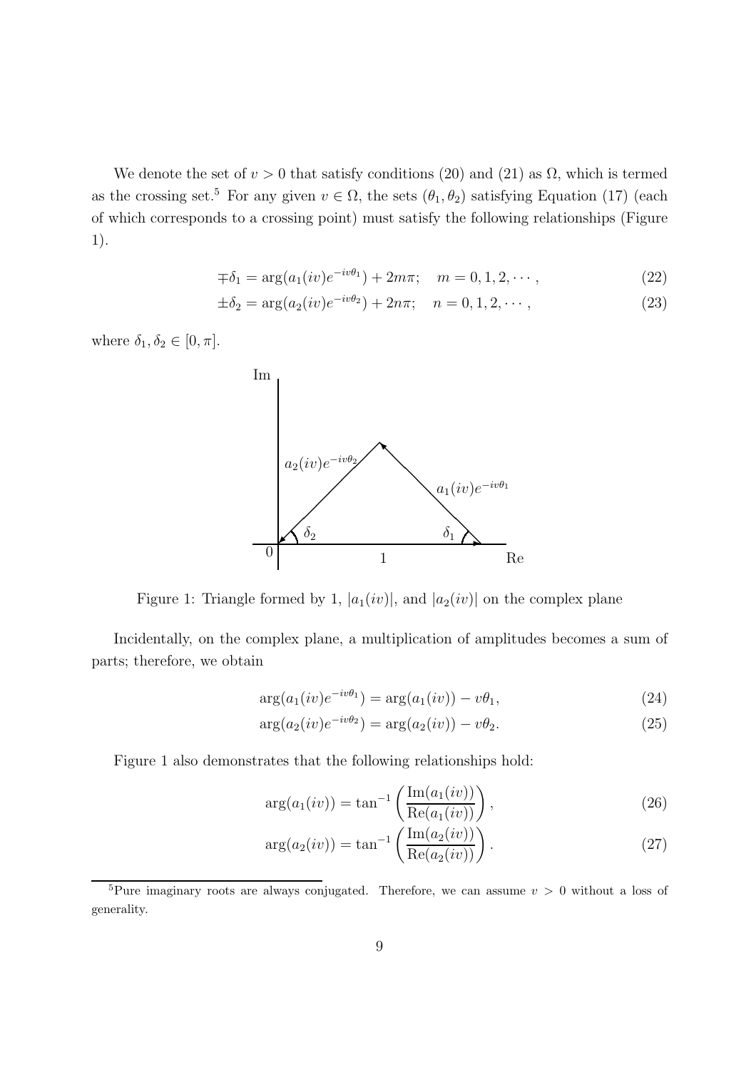We denote the set of $v > 0$ that satisfy conditions (20) and (21) as $\Omega$, which is termed as the crossing set.[5] For any given $v \in \Omega$, the sets $(\theta_1, \theta_2)$ satisfying Equation (17) (each of which corresponds to a crossing point) must satisfy the following relationships (Figure 1).

$$\mp\delta_1 = \arg(a_1(iv)e^{-iv\theta_1}) + 2m\pi; \quad m = 0, 1, 2, \cdots, \tag{22}$$

$$\pm\delta_2 = \arg(a_2(iv)e^{-iv\theta_2}) + 2n\pi; \quad n = 0, 1, 2, \cdots, \tag{23}$$

where $\delta_1, \delta_2 \in [0, \pi]$.

Figure 1: Triangle formed by 1, $|a_1(iv)|$, and $|a_2(iv)|$ on the complex plane

Incidentally, on the complex plane, a multiplication of amplitudes becomes a sum of parts; therefore, we obtain

$$\arg(a_1(iv)e^{-iv\theta_1}) = \arg(a_1(iv)) - v\theta_1, \tag{24}$$

$$\arg(a_2(iv)e^{-iv\theta_2}) = \arg(a_2(iv)) - v\theta_2. \tag{25}$$

Figure 1 also demonstrates that the following relationships hold:

$$\arg(a_1(iv)) = \tan^{-1}\left(\frac{\mathrm{Im}(a_1(iv))}{\mathrm{Re}(a_1(iv))}\right), \tag{26}$$

$$\arg(a_2(iv)) = \tan^{-1}\left(\frac{\mathrm{Im}(a_2(iv))}{\mathrm{Re}(a_2(iv))}\right). \tag{27}$$

[5] Pure imaginary roots are always conjugated. Therefore, we can assume $v > 0$ without a loss of generality.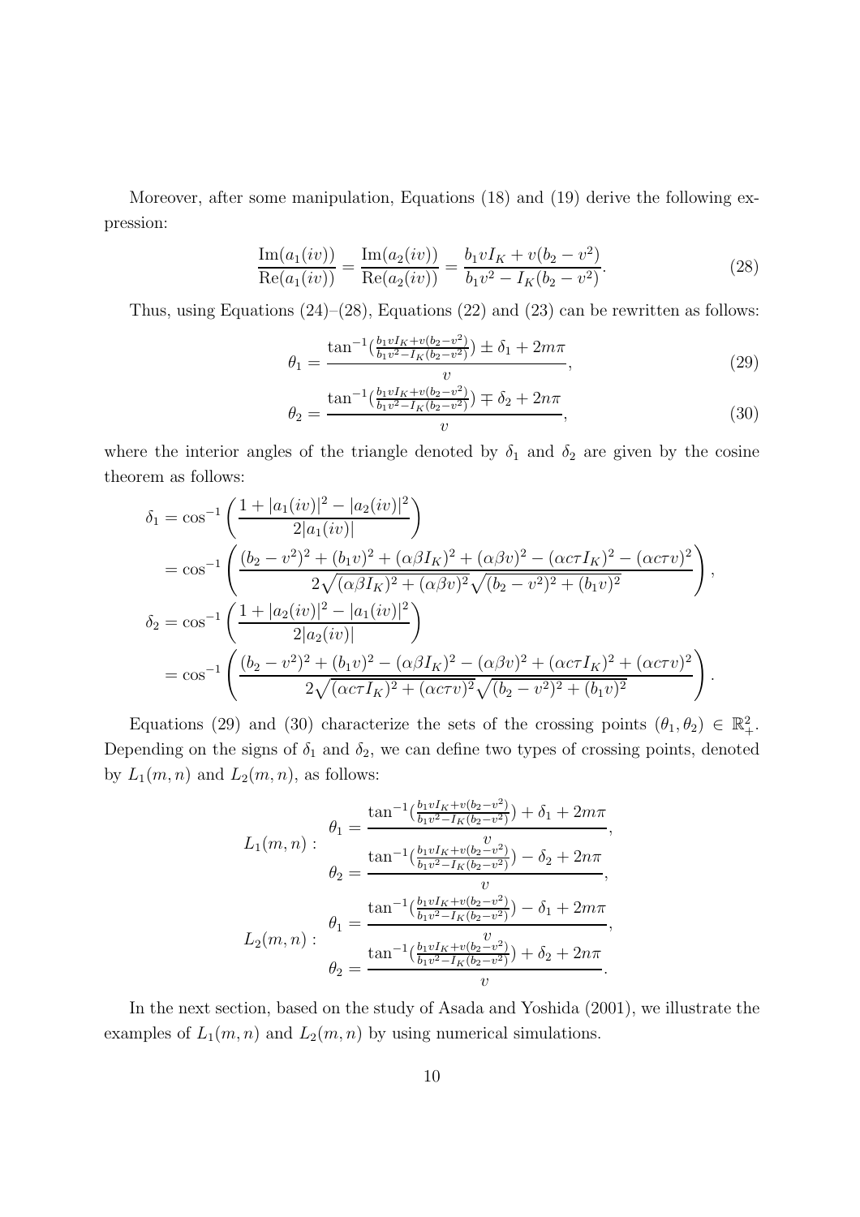Moreover, after some manipulation, Equations (18) and (19) derive the following expression:

$$\frac{\mathrm{Im}(a_1(iv))}{\mathrm{Re}(a_1(iv))} = \frac{\mathrm{Im}(a_2(iv))}{\mathrm{Re}(a_2(iv))} = \frac{b_1 v I_K + v(b_2 - v^2)}{b_1 v^2 - I_K(b_2 - v^2)}. \tag{28}$$

Thus, using Equations (24)–(28), Equations (22) and (23) can be rewritten as follows:

$$\theta_1 = \frac{\tan^{-1}\left(\frac{b_1 v I_K + v(b_2 - v^2)}{b_1 v^2 - I_K(b_2 - v^2)}\right) \pm \delta_1 + 2m\pi}{v}, \tag{29}$$

$$\theta_2 = \frac{\tan^{-1}\left(\frac{b_1 v I_K + v(b_2 - v^2)}{b_1 v^2 - I_K(b_2 - v^2)}\right) \mp \delta_2 + 2n\pi}{v}, \tag{30}$$

where the interior angles of the triangle denoted by $\delta_1$ and $\delta_2$ are given by the cosine theorem as follows:

$$\begin{aligned}
\delta_1 &= \cos^{-1}\left(\frac{1 + |a_1(iv)|^2 - |a_2(iv)|^2}{2|a_1(iv)|}\right) \\
&= \cos^{-1}\left(\frac{(b_2 - v^2)^2 + (b_1 v)^2 + (\alpha\beta I_K)^2 + (\alpha\beta v)^2 - (\alpha c\tau I_K)^2 - (\alpha c\tau v)^2}{2\sqrt{(\alpha\beta I_K)^2 + (\alpha\beta v)^2}\sqrt{(b_2 - v^2)^2 + (b_1 v)^2}}\right), \\
\delta_2 &= \cos^{-1}\left(\frac{1 + |a_2(iv)|^2 - |a_1(iv)|^2}{2|a_2(iv)|}\right) \\
&= \cos^{-1}\left(\frac{(b_2 - v^2)^2 + (b_1 v)^2 - (\alpha\beta I_K)^2 - (\alpha\beta v)^2 + (\alpha c\tau I_K)^2 + (\alpha c\tau v)^2}{2\sqrt{(\alpha c\tau I_K)^2 + (\alpha c\tau v)^2}\sqrt{(b_2 - v^2)^2 + (b_1 v)^2}}\right).
\end{aligned}$$

Equations (29) and (30) characterize the sets of the crossing points $(\theta_1, \theta_2) \in \mathbb{R}_+^2$. Depending on the signs of $\delta_1$ and $\delta_2$, we can define two types of crossing points, denoted by $L_1(m, n)$ and $L_2(m, n)$, as follows:

$$L_1(m,n): \quad \begin{aligned}
\theta_1 &= \frac{\tan^{-1}\left(\frac{b_1 v I_K + v(b_2 - v^2)}{b_1 v^2 - I_K(b_2 - v^2)}\right) + \delta_1 + 2m\pi}{v}, \\
\theta_2 &= \frac{\tan^{-1}\left(\frac{b_1 v I_K + v(b_2 - v^2)}{b_1 v^2 - I_K(b_2 - v^2)}\right) - \delta_2 + 2n\pi}{v},
\end{aligned}$$

$$L_2(m,n): \quad \begin{aligned}
\theta_1 &= \frac{\tan^{-1}\left(\frac{b_1 v I_K + v(b_2 - v^2)}{b_1 v^2 - I_K(b_2 - v^2)}\right) - \delta_1 + 2m\pi}{v}, \\
\theta_2 &= \frac{\tan^{-1}\left(\frac{b_1 v I_K + v(b_2 - v^2)}{b_1 v^2 - I_K(b_2 - v^2)}\right) + \delta_2 + 2n\pi}{v}.
\end{aligned}$$

In the next section, based on the study of Asada and Yoshida (2001), we illustrate the examples of $L_1(m, n)$ and $L_2(m, n)$ by using numerical simulations.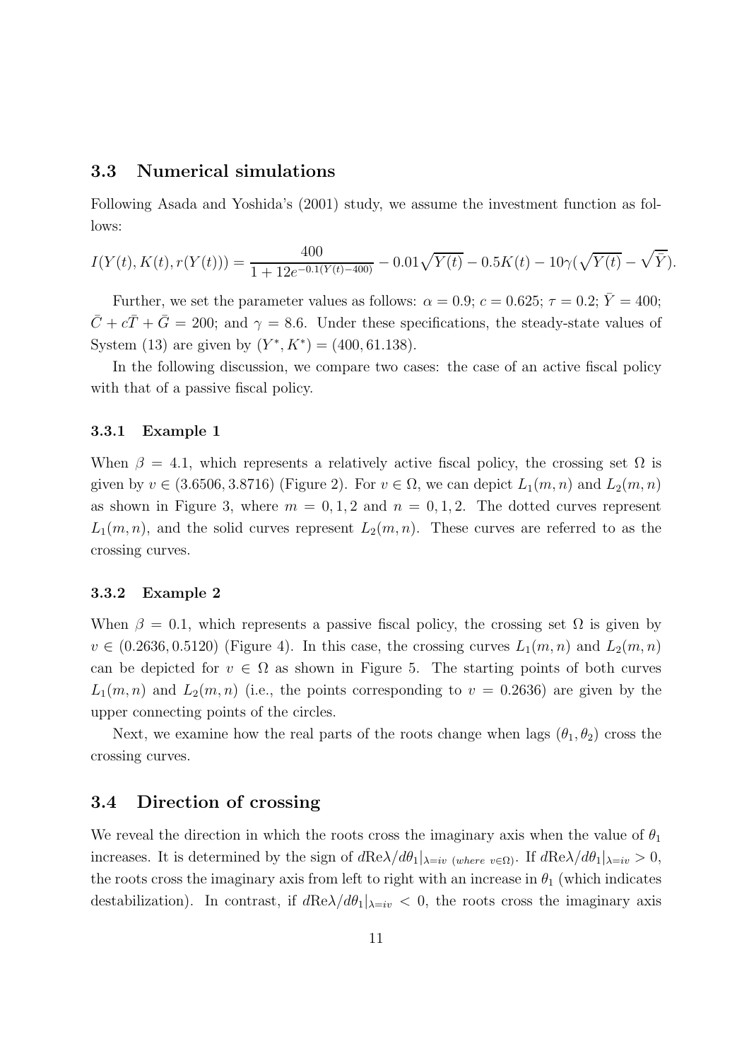### 3.3 Numerical simulations

Following Asada and Yoshida's (2001) study, we assume the investment function as follows:

$$I(Y(t), K(t), r(Y(t))) = \frac{400}{1 + 12e^{-0.1(Y(t)-400)}} - 0.01\sqrt{Y(t)} - 0.5K(t) - 10\gamma(\sqrt{Y(t)} - \sqrt{\bar{Y}}).$$

Further, we set the parameter values as follows: $\alpha = 0.9$; $c = 0.625$; $\tau = 0.2$; $\bar{Y} = 400$; $\bar{C} + c\bar{T} + \bar{G} = 200$; and $\gamma = 8.6$. Under these specifications, the steady-state values of System (13) are given by $(Y^*, K^*) = (400, 61.138)$.

In the following discussion, we compare two cases: the case of an active fiscal policy with that of a passive fiscal policy.

#### 3.3.1 Example 1

When $\beta = 4.1$, which represents a relatively active fiscal policy, the crossing set $\Omega$ is given by $v \in (3.6506, 3.8716)$ (Figure 2). For $v \in \Omega$, we can depict $L_1(m, n)$ and $L_2(m, n)$ as shown in Figure 3, where $m = 0, 1, 2$ and $n = 0, 1, 2$. The dotted curves represent $L_1(m, n)$, and the solid curves represent $L_2(m, n)$. These curves are referred to as the crossing curves.

#### 3.3.2 Example 2

When $\beta = 0.1$, which represents a passive fiscal policy, the crossing set $\Omega$ is given by $v \in (0.2636, 0.5120)$ (Figure 4). In this case, the crossing curves $L_1(m, n)$ and $L_2(m, n)$ can be depicted for $v \in \Omega$ as shown in Figure 5. The starting points of both curves $L_1(m, n)$ and $L_2(m, n)$ (i.e., the points corresponding to $v = 0.2636$) are given by the upper connecting points of the circles.

Next, we examine how the real parts of the roots change when lags $(\theta_1, \theta_2)$ cross the crossing curves.

### 3.4 Direction of crossing

We reveal the direction in which the roots cross the imaginary axis when the value of $\theta_1$ increases. It is determined by the sign of $d\text{Re}\lambda/d\theta_1|_{\lambda=iv \text{ (where } v\in\Omega)}$. If $d\text{Re}\lambda/d\theta_1|_{\lambda=iv} > 0$, the roots cross the imaginary axis from left to right with an increase in $\theta_1$ (which indicates destabilization). In contrast, if $d\text{Re}\lambda/d\theta_1|_{\lambda=iv} < 0$, the roots cross the imaginary axis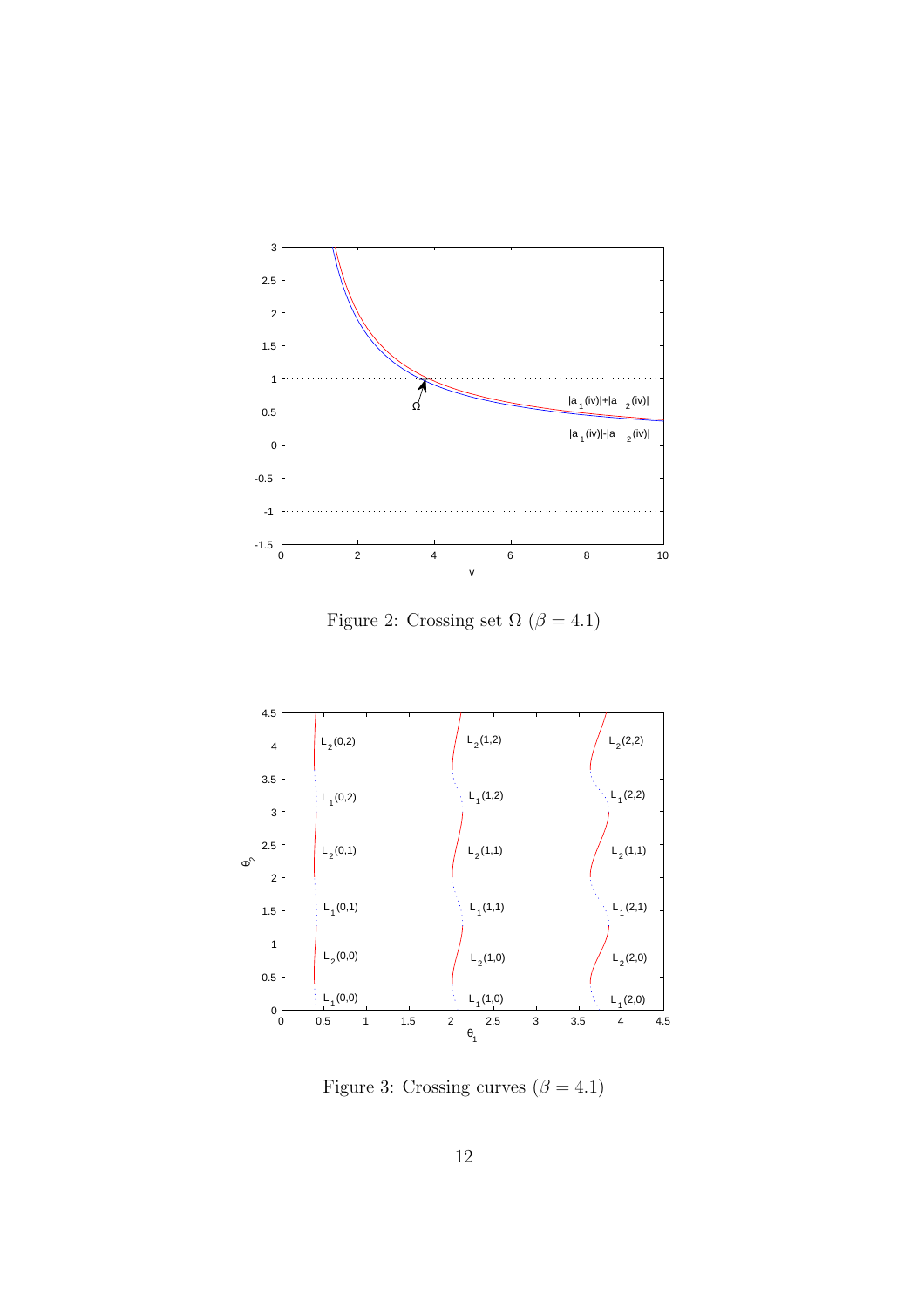Figure 2: Crossing set $\Omega$ ($\beta = 4.1$)

Figure 3: Crossing curves ($\beta = 4.1$)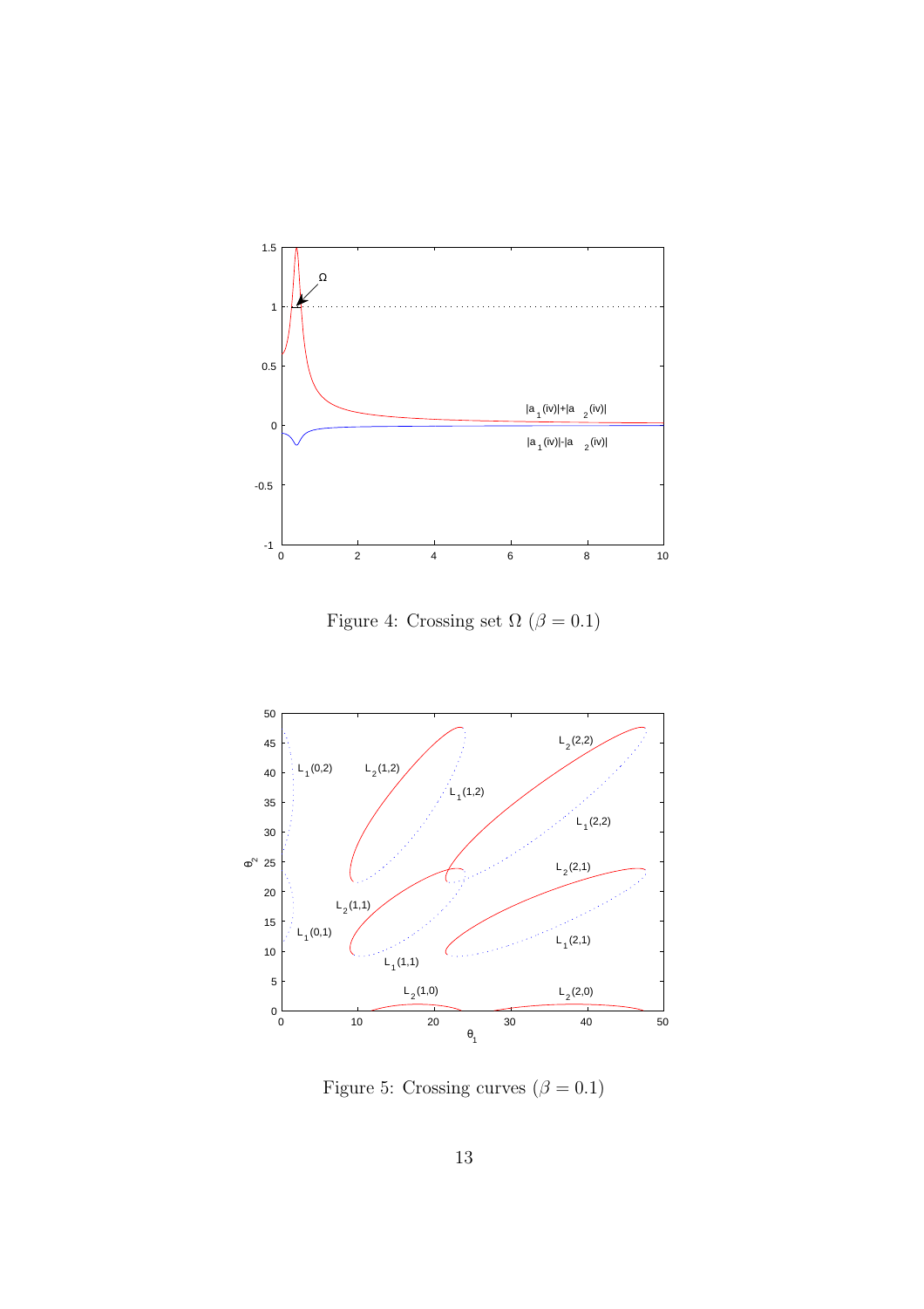Figure 4: Crossing set $\Omega$ ($\beta = 0.1$)

Figure 5: Crossing curves ($\beta = 0.1$)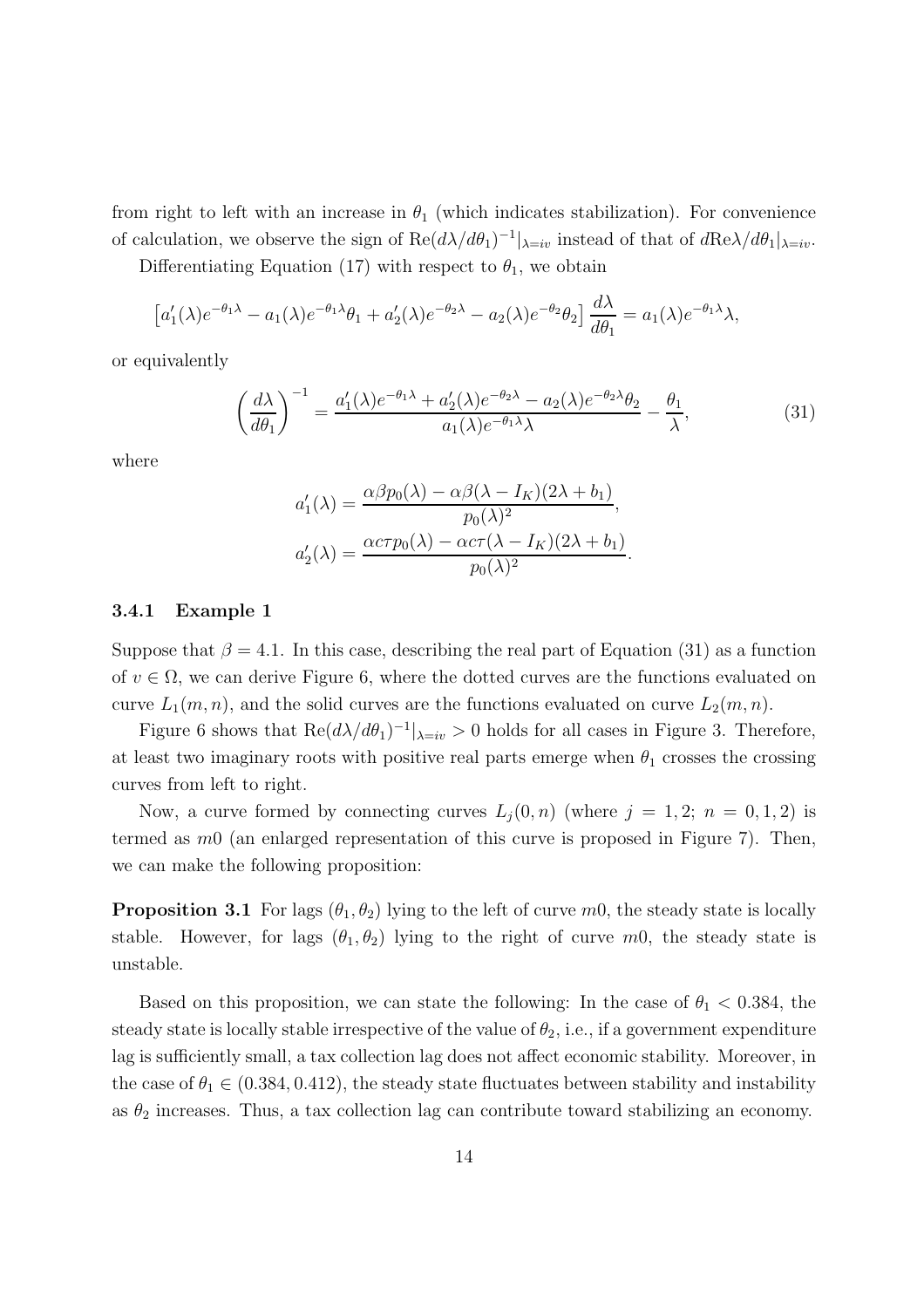from right to left with an increase in $\theta_1$ (which indicates stabilization). For convenience of calculation, we observe the sign of $\mathrm{Re}(d\lambda/d\theta_1)^{-1}|_{\lambda=iv}$ instead of that of $d\mathrm{Re}\lambda/d\theta_1|_{\lambda=iv}$.

Differentiating Equation (17) with respect to $\theta_1$, we obtain

$$\left[a_1'(\lambda)e^{-\theta_1\lambda} - a_1(\lambda)e^{-\theta_1\lambda}\theta_1 + a_2'(\lambda)e^{-\theta_2\lambda} - a_2(\lambda)e^{-\theta_2}\theta_2\right]\frac{d\lambda}{d\theta_1} = a_1(\lambda)e^{-\theta_1\lambda}\lambda,$$

or equivalently

$$\left(\frac{d\lambda}{d\theta_1}\right)^{-1} = \frac{a_1'(\lambda)e^{-\theta_1\lambda} + a_2'(\lambda)e^{-\theta_2\lambda} - a_2(\lambda)e^{-\theta_2\lambda}\theta_2}{a_1(\lambda)e^{-\theta_1\lambda}\lambda} - \frac{\theta_1}{\lambda}, \tag{31}$$

where

$$a_1'(\lambda) = \frac{\alpha\beta p_0(\lambda) - \alpha\beta(\lambda - I_K)(2\lambda + b_1)}{p_0(\lambda)^2},$$
$$a_2'(\lambda) = \frac{\alpha c\tau p_0(\lambda) - \alpha c\tau(\lambda - I_K)(2\lambda + b_1)}{p_0(\lambda)^2}.$$

#### 3.4.1 Example 1

Suppose that $\beta = 4.1$. In this case, describing the real part of Equation (31) as a function of $v \in \Omega$, we can derive Figure 6, where the dotted curves are the functions evaluated on curve $L_1(m,n)$, and the solid curves are the functions evaluated on curve $L_2(m,n)$.

Figure 6 shows that $\mathrm{Re}(d\lambda/d\theta_1)^{-1}|_{\lambda=iv} > 0$ holds for all cases in Figure 3. Therefore, at least two imaginary roots with positive real parts emerge when $\theta_1$ crosses the crossing curves from left to right.

Now, a curve formed by connecting curves $L_j(0,n)$ (where $j = 1, 2$; $n = 0, 1, 2$) is termed as $m0$ (an enlarged representation of this curve is proposed in Figure 7). Then, we can make the following proposition:

**Proposition 3.1** For lags $(\theta_1, \theta_2)$ lying to the left of curve $m0$, the steady state is locally stable. However, for lags $(\theta_1, \theta_2)$ lying to the right of curve $m0$, the steady state is unstable.

Based on this proposition, we can state the following: In the case of $\theta_1 < 0.384$, the steady state is locally stable irrespective of the value of $\theta_2$, i.e., if a government expenditure lag is sufficiently small, a tax collection lag does not affect economic stability. Moreover, in the case of $\theta_1 \in (0.384, 0.412)$, the steady state fluctuates between stability and instability as $\theta_2$ increases. Thus, a tax collection lag can contribute toward stabilizing an economy.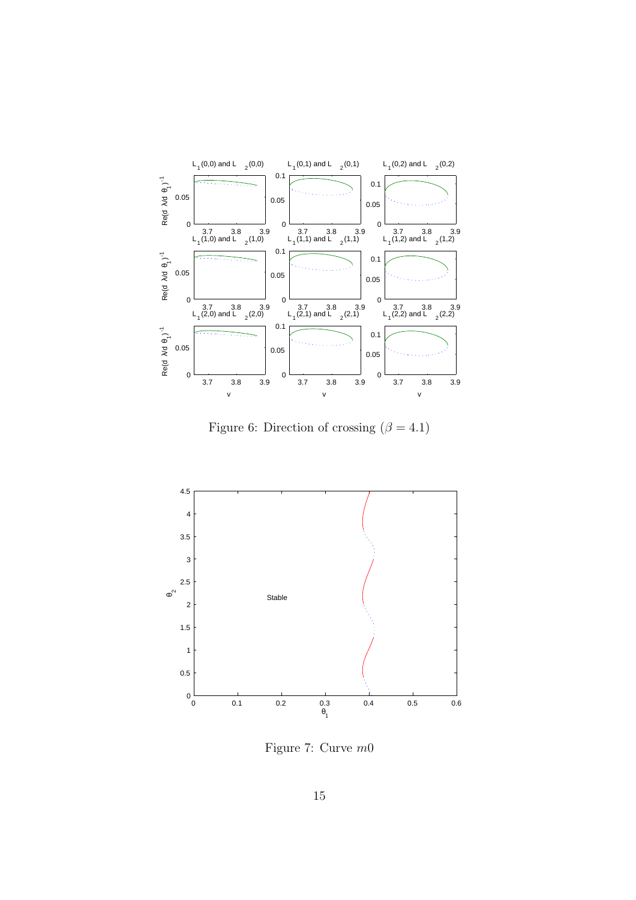Figure 6: Direction of crossing ($\beta = 4.1$)

Figure 7: Curve $m0$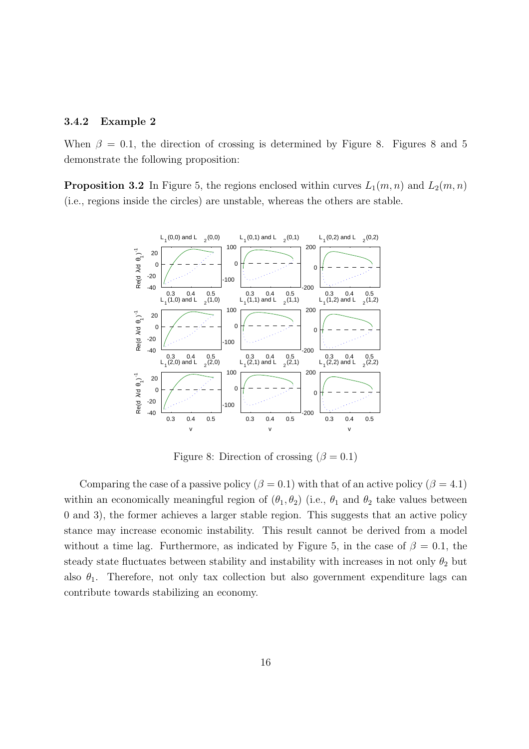### 3.4.2 Example 2

When $\beta = 0.1$, the direction of crossing is determined by Figure 8. Figures 8 and 5 demonstrate the following proposition:

**Proposition 3.2** In Figure 5, the regions enclosed within curves $L_1(m,n)$ and $L_2(m,n)$ (i.e., regions inside the circles) are unstable, whereas the others are stable.

Figure 8: Direction of crossing ($\beta = 0.1$)

Comparing the case of a passive policy ($\beta = 0.1$) with that of an active policy ($\beta = 4.1$) within an economically meaningful region of $(\theta_1, \theta_2)$ (i.e., $\theta_1$ and $\theta_2$ take values between 0 and 3), the former achieves a larger stable region. This suggests that an active policy stance may increase economic instability. This result cannot be derived from a model without a time lag. Furthermore, as indicated by Figure 5, in the case of $\beta = 0.1$, the steady state fluctuates between stability and instability with increases in not only $\theta_2$ but also $\theta_1$. Therefore, not only tax collection but also government expenditure lags can contribute towards stabilizing an economy.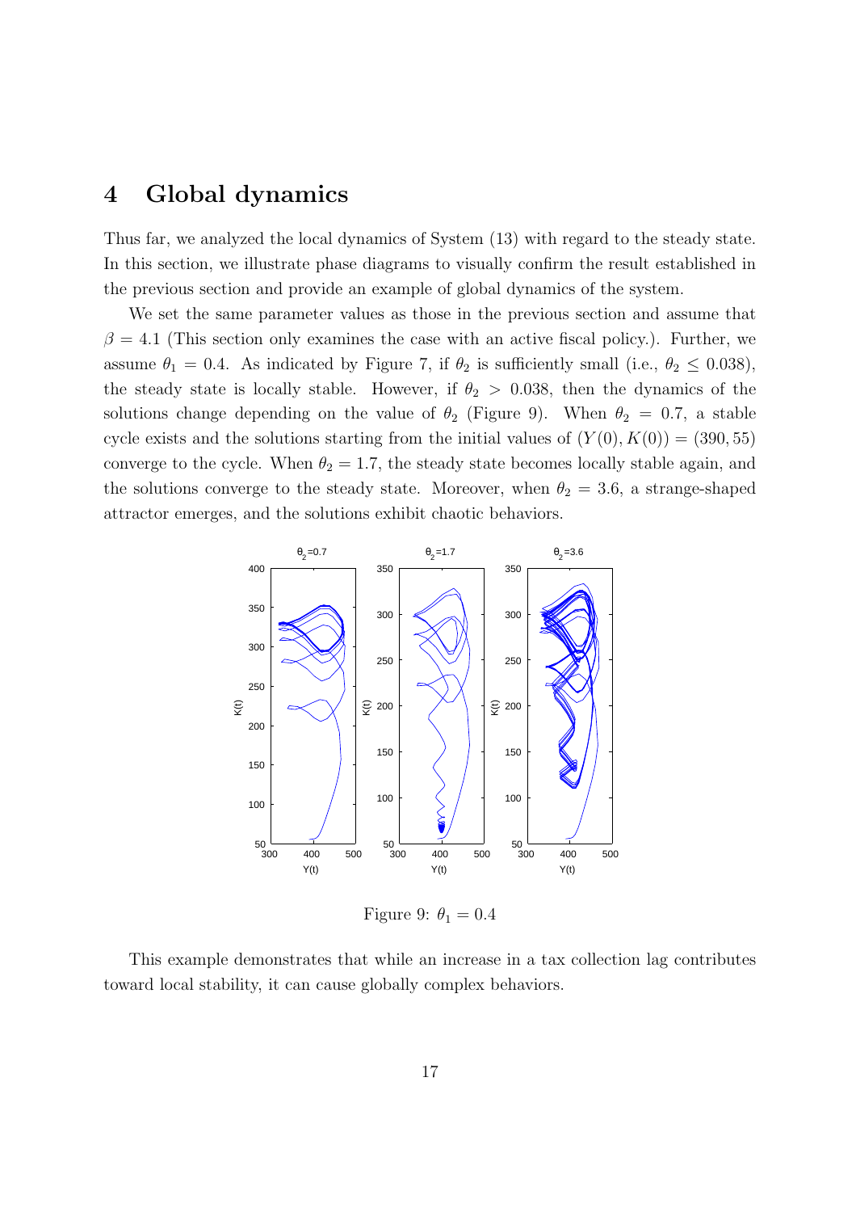# 4 Global dynamics

Thus far, we analyzed the local dynamics of System (13) with regard to the steady state. In this section, we illustrate phase diagrams to visually confirm the result established in the previous section and provide an example of global dynamics of the system.

We set the same parameter values as those in the previous section and assume that $\beta = 4.1$ (This section only examines the case with an active fiscal policy.). Further, we assume $\theta_1 = 0.4$. As indicated by Figure 7, if $\theta_2$ is sufficiently small (i.e., $\theta_2 \leq 0.038$), the steady state is locally stable. However, if $\theta_2 > 0.038$, then the dynamics of the solutions change depending on the value of $\theta_2$ (Figure 9). When $\theta_2 = 0.7$, a stable cycle exists and the solutions starting from the initial values of $(Y(0), K(0)) = (390, 55)$ converge to the cycle. When $\theta_2 = 1.7$, the steady state becomes locally stable again, and the solutions converge to the steady state. Moreover, when $\theta_2 = 3.6$, a strange-shaped attractor emerges, and the solutions exhibit chaotic behaviors.

Figure 9: $\theta_1 = 0.4$

This example demonstrates that while an increase in a tax collection lag contributes toward local stability, it can cause globally complex behaviors.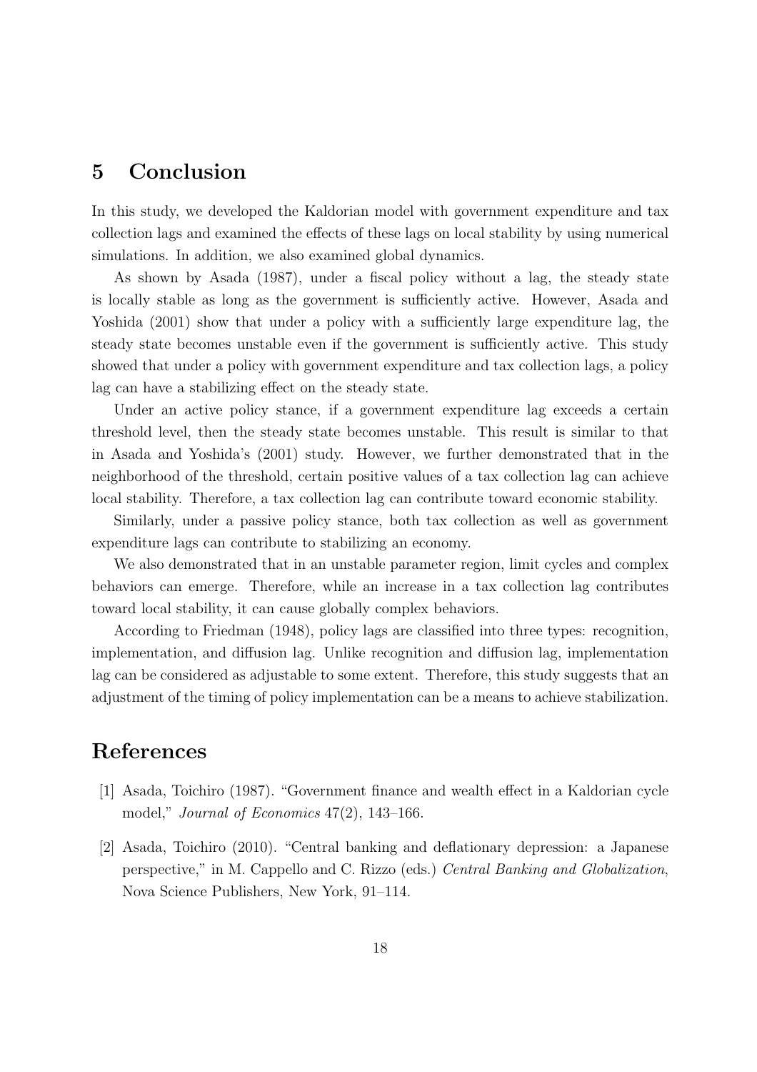## 5 Conclusion

In this study, we developed the Kaldorian model with government expenditure and tax collection lags and examined the effects of these lags on local stability by using numerical simulations. In addition, we also examined global dynamics.

As shown by Asada (1987), under a fiscal policy without a lag, the steady state is locally stable as long as the government is sufficiently active. However, Asada and Yoshida (2001) show that under a policy with a sufficiently large expenditure lag, the steady state becomes unstable even if the government is sufficiently active. This study showed that under a policy with government expenditure and tax collection lags, a policy lag can have a stabilizing effect on the steady state.

Under an active policy stance, if a government expenditure lag exceeds a certain threshold level, then the steady state becomes unstable. This result is similar to that in Asada and Yoshida's (2001) study. However, we further demonstrated that in the neighborhood of the threshold, certain positive values of a tax collection lag can achieve local stability. Therefore, a tax collection lag can contribute toward economic stability.

Similarly, under a passive policy stance, both tax collection as well as government expenditure lags can contribute to stabilizing an economy.

We also demonstrated that in an unstable parameter region, limit cycles and complex behaviors can emerge. Therefore, while an increase in a tax collection lag contributes toward local stability, it can cause globally complex behaviors.

According to Friedman (1948), policy lags are classified into three types: recognition, implementation, and diffusion lag. Unlike recognition and diffusion lag, implementation lag can be considered as adjustable to some extent. Therefore, this study suggests that an adjustment of the timing of policy implementation can be a means to achieve stabilization.

## References

[1] Asada, Toichiro (1987). "Government finance and wealth effect in a Kaldorian cycle model," *Journal of Economics* 47(2), 143–166.

[2] Asada, Toichiro (2010). "Central banking and deflationary depression: a Japanese perspective," in M. Cappello and C. Rizzo (eds.) *Central Banking and Globalization*, Nova Science Publishers, New York, 91–114.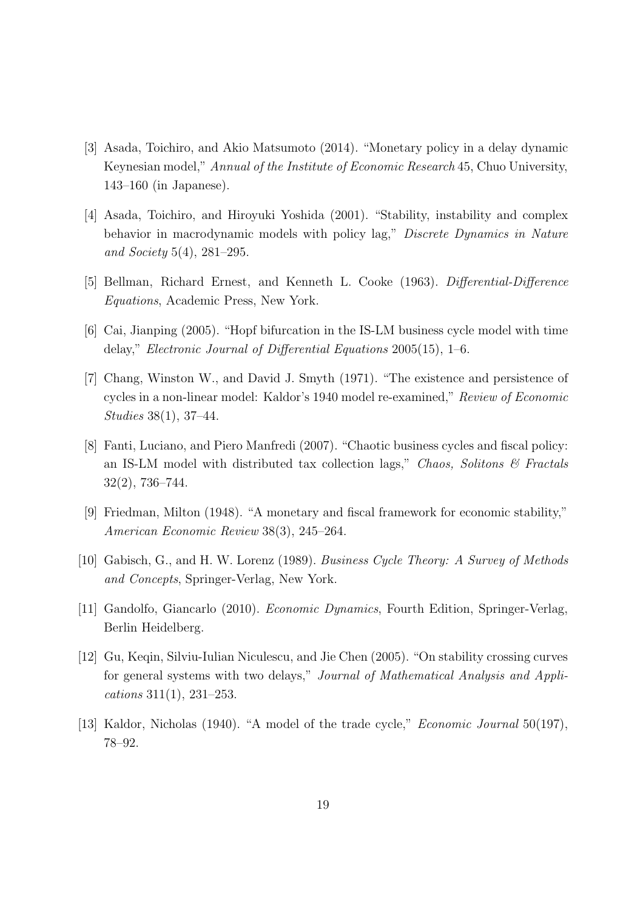[3] Asada, Toichiro, and Akio Matsumoto (2014). "Monetary policy in a delay dynamic Keynesian model," *Annual of the Institute of Economic Research* 45, Chuo University, 143–160 (in Japanese).

[4] Asada, Toichiro, and Hiroyuki Yoshida (2001). "Stability, instability and complex behavior in macrodynamic models with policy lag," *Discrete Dynamics in Nature and Society* 5(4), 281–295.

[5] Bellman, Richard Ernest, and Kenneth L. Cooke (1963). *Differential-Difference Equations*, Academic Press, New York.

[6] Cai, Jianping (2005). "Hopf bifurcation in the IS-LM business cycle model with time delay," *Electronic Journal of Differential Equations* 2005(15), 1–6.

[7] Chang, Winston W., and David J. Smyth (1971). "The existence and persistence of cycles in a non-linear model: Kaldor's 1940 model re-examined," *Review of Economic Studies* 38(1), 37–44.

[8] Fanti, Luciano, and Piero Manfredi (2007). "Chaotic business cycles and fiscal policy: an IS-LM model with distributed tax collection lags," *Chaos, Solitons & Fractals* 32(2), 736–744.

[9] Friedman, Milton (1948). "A monetary and fiscal framework for economic stability," *American Economic Review* 38(3), 245–264.

[10] Gabisch, G., and H. W. Lorenz (1989). *Business Cycle Theory: A Survey of Methods and Concepts*, Springer-Verlag, New York.

[11] Gandolfo, Giancarlo (2010). *Economic Dynamics*, Fourth Edition, Springer-Verlag, Berlin Heidelberg.

[12] Gu, Keqin, Silviu-Iulian Niculescu, and Jie Chen (2005). "On stability crossing curves for general systems with two delays," *Journal of Mathematical Analysis and Applications* 311(1), 231–253.

[13] Kaldor, Nicholas (1940). "A model of the trade cycle," *Economic Journal* 50(197), 78–92.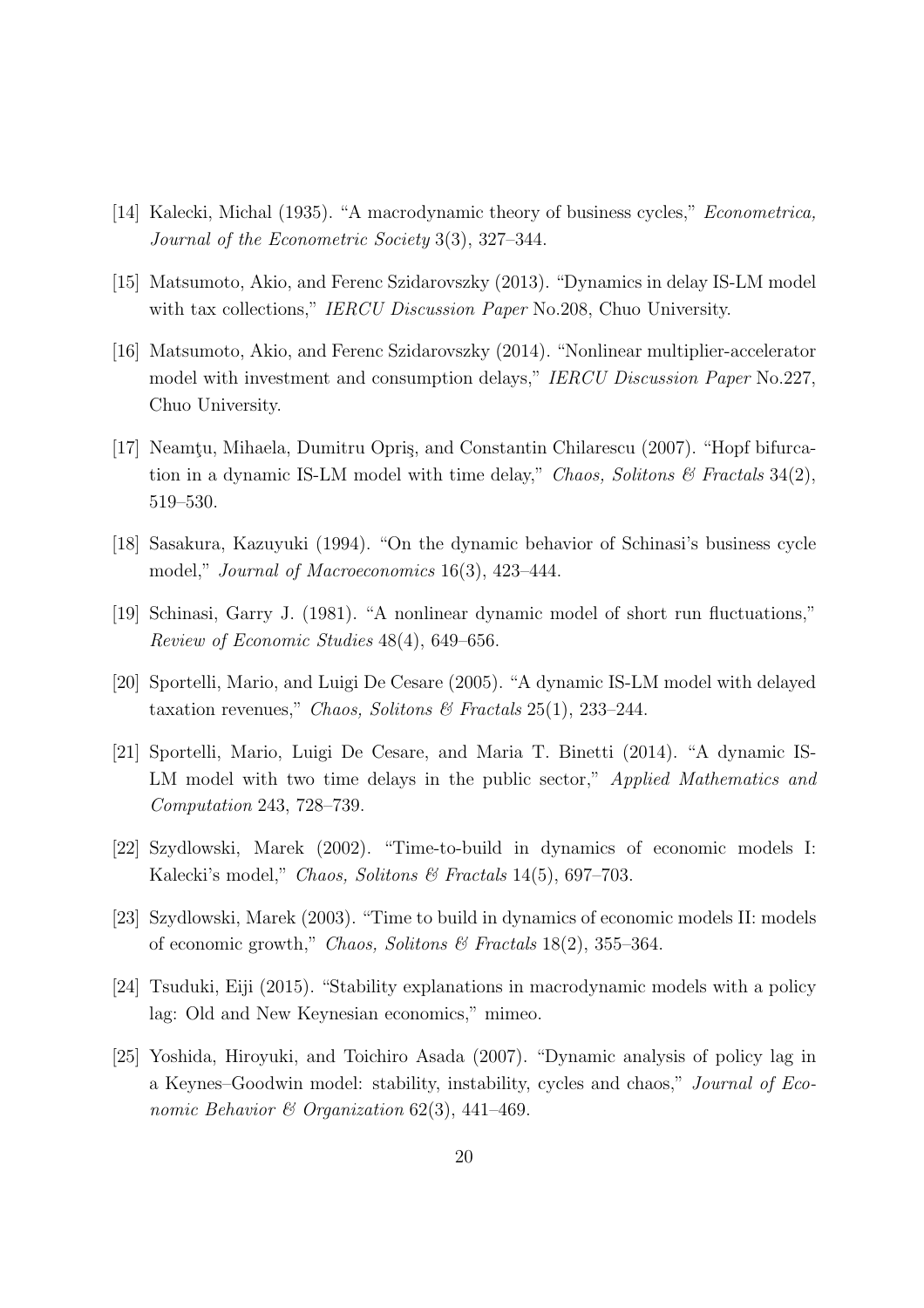[14] Kalecki, Michal (1935). "A macrodynamic theory of business cycles," *Econometrica, Journal of the Econometric Society* 3(3), 327–344.

[15] Matsumoto, Akio, and Ferenc Szidarovszky (2013). "Dynamics in delay IS-LM model with tax collections," *IERCU Discussion Paper* No.208, Chuo University.

[16] Matsumoto, Akio, and Ferenc Szidarovszky (2014). "Nonlinear multiplier-accelerator model with investment and consumption delays," *IERCU Discussion Paper* No.227, Chuo University.

[17] Neamţu, Mihaela, Dumitru Opriş, and Constantin Chilarescu (2007). "Hopf bifurcation in a dynamic IS-LM model with time delay," *Chaos, Solitons & Fractals* 34(2), 519–530.

[18] Sasakura, Kazuyuki (1994). "On the dynamic behavior of Schinasi's business cycle model," *Journal of Macroeconomics* 16(3), 423–444.

[19] Schinasi, Garry J. (1981). "A nonlinear dynamic model of short run fluctuations," *Review of Economic Studies* 48(4), 649–656.

[20] Sportelli, Mario, and Luigi De Cesare (2005). "A dynamic IS-LM model with delayed taxation revenues," *Chaos, Solitons & Fractals* 25(1), 233–244.

[21] Sportelli, Mario, Luigi De Cesare, and Maria T. Binetti (2014). "A dynamic IS-LM model with two time delays in the public sector," *Applied Mathematics and Computation* 243, 728–739.

[22] Szydlowski, Marek (2002). "Time-to-build in dynamics of economic models I: Kalecki's model," *Chaos, Solitons & Fractals* 14(5), 697–703.

[23] Szydlowski, Marek (2003). "Time to build in dynamics of economic models II: models of economic growth," *Chaos, Solitons & Fractals* 18(2), 355–364.

[24] Tsuduki, Eiji (2015). "Stability explanations in macrodynamic models with a policy lag: Old and New Keynesian economics," mimeo.

[25] Yoshida, Hiroyuki, and Toichiro Asada (2007). "Dynamic analysis of policy lag in a Keynes–Goodwin model: stability, instability, cycles and chaos," *Journal of Economic Behavior & Organization* 62(3), 441–469.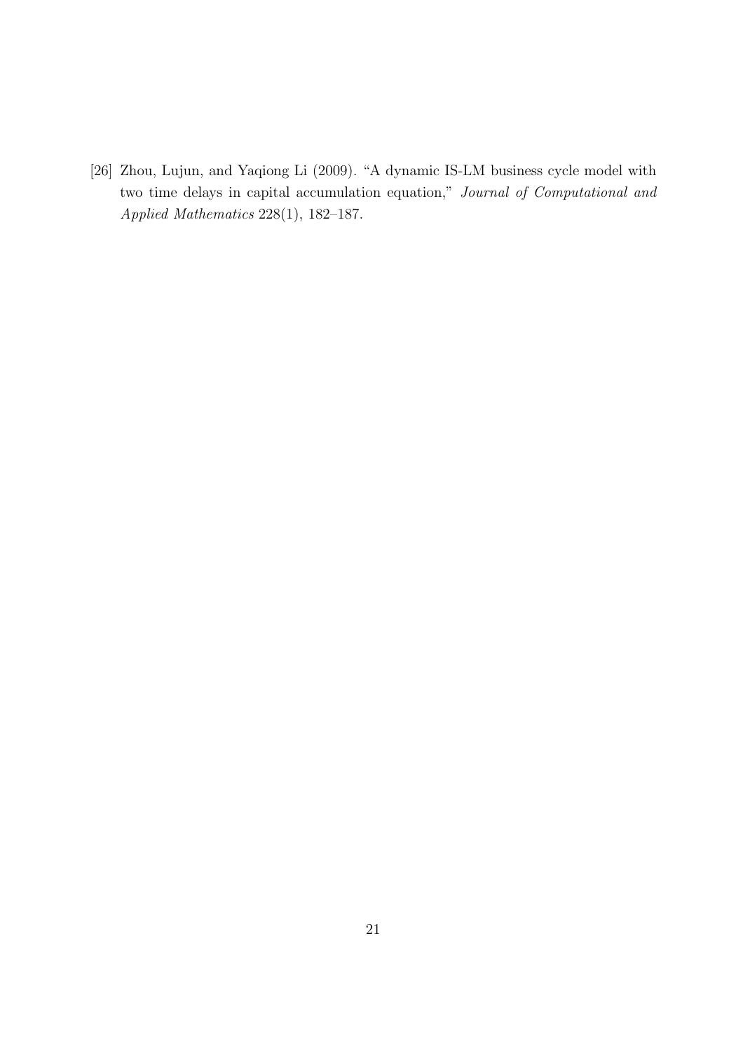[26] Zhou, Lujun, and Yaqiong Li (2009). "A dynamic IS-LM business cycle model with two time delays in capital accumulation equation," *Journal of Computational and Applied Mathematics* 228(1), 182–187.